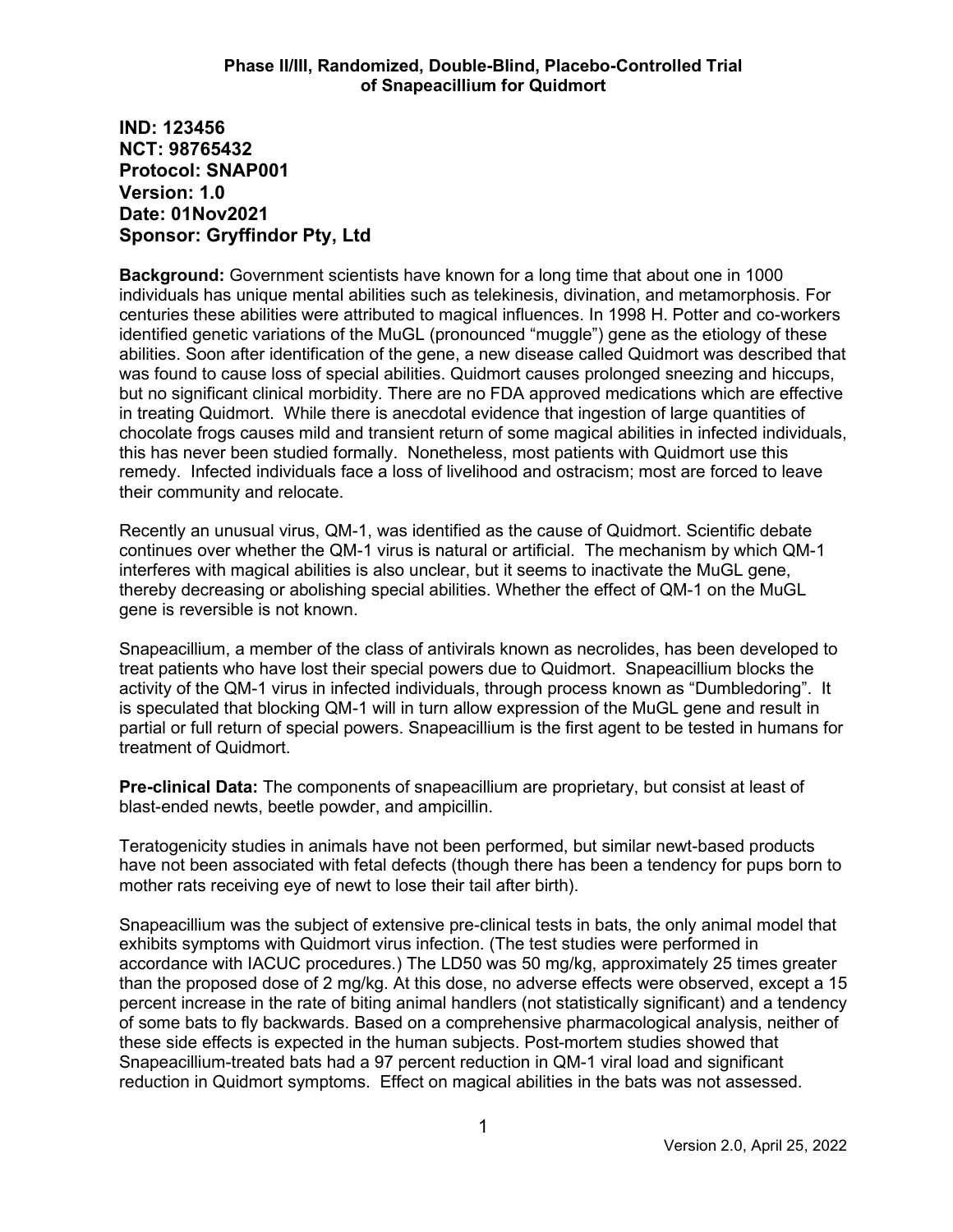**Phase II/III, Randomized, Double-Blind, Placebo-Controlled Trial of Snapeacillium for Quidmort**

**IND: 123456**
**NCT: 98765432**
**Protocol: SNAP001**
**Version: 1.0**
**Date: 01Nov2021**
**Sponsor: Gryffindor Pty, Ltd**

**Background:** Government scientists have known for a long time that about one in 1000 individuals has unique mental abilities such as telekinesis, divination, and metamorphosis. For centuries these abilities were attributed to magical influences. In 1998 H. Potter and co-workers identified genetic variations of the MuGL (pronounced "muggle") gene as the etiology of these abilities. Soon after identification of the gene, a new disease called Quidmort was described that was found to cause loss of special abilities. Quidmort causes prolonged sneezing and hiccups, but no significant clinical morbidity. There are no FDA approved medications which are effective in treating Quidmort. While there is anecdotal evidence that ingestion of large quantities of chocolate frogs causes mild and transient return of some magical abilities in infected individuals, this has never been studied formally. Nonetheless, most patients with Quidmort use this remedy. Infected individuals face a loss of livelihood and ostracism; most are forced to leave their community and relocate.

Recently an unusual virus, QM-1, was identified as the cause of Quidmort. Scientific debate continues over whether the QM-1 virus is natural or artificial. The mechanism by which QM-1 interferes with magical abilities is also unclear, but it seems to inactivate the MuGL gene, thereby decreasing or abolishing special abilities. Whether the effect of QM-1 on the MuGL gene is reversible is not known.

Snapeacillium, a member of the class of antivirals known as necrolides, has been developed to treat patients who have lost their special powers due to Quidmort. Snapeacillium blocks the activity of the QM-1 virus in infected individuals, through process known as "Dumbledoring". It is speculated that blocking QM-1 will in turn allow expression of the MuGL gene and result in partial or full return of special powers. Snapeacillium is the first agent to be tested in humans for treatment of Quidmort.

**Pre-clinical Data:** The components of snapeacillium are proprietary, but consist at least of blast-ended newts, beetle powder, and ampicillin.

Teratogenicity studies in animals have not been performed, but similar newt-based products have not been associated with fetal defects (though there has been a tendency for pups born to mother rats receiving eye of newt to lose their tail after birth).

Snapeacillium was the subject of extensive pre-clinical tests in bats, the only animal model that exhibits symptoms with Quidmort virus infection. (The test studies were performed in accordance with IACUC procedures.) The LD50 was 50 mg/kg, approximately 25 times greater than the proposed dose of 2 mg/kg. At this dose, no adverse effects were observed, except a 15 percent increase in the rate of biting animal handlers (not statistically significant) and a tendency of some bats to fly backwards. Based on a comprehensive pharmacological analysis, neither of these side effects is expected in the human subjects. Post-mortem studies showed that Snapeacillium-treated bats had a 97 percent reduction in QM-1 viral load and significant reduction in Quidmort symptoms. Effect on magical abilities in the bats was not assessed.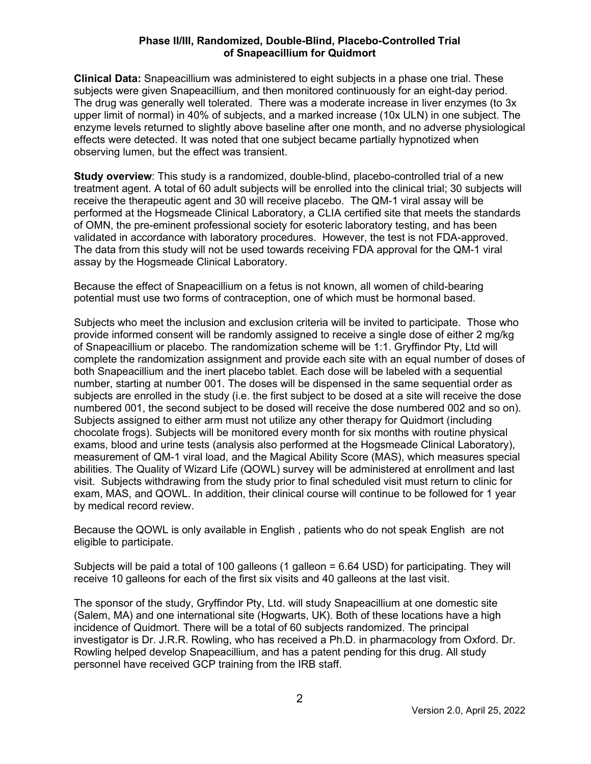## Phase II/III, Randomized, Double-Blind, Placebo-Controlled Trial of Snapeacillium for Quidmort

**Clinical Data:** Snapeacillium was administered to eight subjects in a phase one trial. These subjects were given Snapeacillium, and then monitored continuously for an eight-day period. The drug was generally well tolerated. There was a moderate increase in liver enzymes (to 3x upper limit of normal) in 40% of subjects, and a marked increase (10x ULN) in one subject. The enzyme levels returned to slightly above baseline after one month, and no adverse physiological effects were detected. It was noted that one subject became partially hypnotized when observing lumen, but the effect was transient.

**Study overview**: This study is a randomized, double-blind, placebo-controlled trial of a new treatment agent. A total of 60 adult subjects will be enrolled into the clinical trial; 30 subjects will receive the therapeutic agent and 30 will receive placebo. The QM-1 viral assay will be performed at the Hogsmeade Clinical Laboratory, a CLIA certified site that meets the standards of OMN, the pre-eminent professional society for esoteric laboratory testing, and has been validated in accordance with laboratory procedures. However, the test is not FDA-approved. The data from this study will not be used towards receiving FDA approval for the QM-1 viral assay by the Hogsmeade Clinical Laboratory.

Because the effect of Snapeacillium on a fetus is not known, all women of child-bearing potential must use two forms of contraception, one of which must be hormonal based.

Subjects who meet the inclusion and exclusion criteria will be invited to participate. Those who provide informed consent will be randomly assigned to receive a single dose of either 2 mg/kg of Snapeacillium or placebo. The randomization scheme will be 1:1. Gryffindor Pty, Ltd will complete the randomization assignment and provide each site with an equal number of doses of both Snapeacillium and the inert placebo tablet. Each dose will be labeled with a sequential number, starting at number 001. The doses will be dispensed in the same sequential order as subjects are enrolled in the study (i.e. the first subject to be dosed at a site will receive the dose numbered 001, the second subject to be dosed will receive the dose numbered 002 and so on). Subjects assigned to either arm must not utilize any other therapy for Quidmort (including chocolate frogs). Subjects will be monitored every month for six months with routine physical exams, blood and urine tests (analysis also performed at the Hogsmeade Clinical Laboratory), measurement of QM-1 viral load, and the Magical Ability Score (MAS), which measures special abilities. The Quality of Wizard Life (QOWL) survey will be administered at enrollment and last visit. Subjects withdrawing from the study prior to final scheduled visit must return to clinic for exam, MAS, and QOWL. In addition, their clinical course will continue to be followed for 1 year by medical record review.

Because the QOWL is only available in English , patients who do not speak English are not eligible to participate.

Subjects will be paid a total of 100 galleons (1 galleon = 6.64 USD) for participating. They will receive 10 galleons for each of the first six visits and 40 galleons at the last visit.

The sponsor of the study, Gryffindor Pty, Ltd. will study Snapeacillium at one domestic site (Salem, MA) and one international site (Hogwarts, UK). Both of these locations have a high incidence of Quidmort. There will be a total of 60 subjects randomized. The principal investigator is Dr. J.R.R. Rowling, who has received a Ph.D. in pharmacology from Oxford. Dr. Rowling helped develop Snapeacillium, and has a patent pending for this drug. All study personnel have received GCP training from the IRB staff.

Version 2.0, April 25, 2022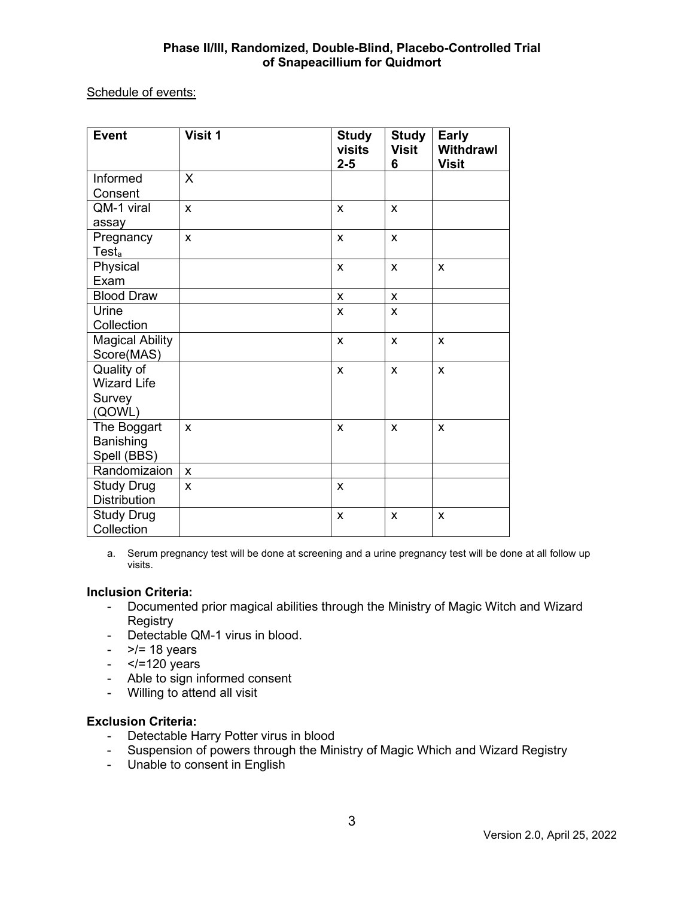Schedule of events:

| Event | Visit 1 | Study visits 2-5 | Study Visit 6 | Early Withdrawl Visit |
|---|---|---|---|---|
| Informed Consent | X | | | |
| QM-1 viral assay | x | x | x | |
| Pregnancy Test[a] | x | x | x | |
| Physical Exam | | x | x | x |
| Blood Draw | | x | x | |
| Urine Collection | | x | x | |
| Magical Ability Score(MAS) | | x | x | x |
| Quality of Wizard Life Survey (QOWL) | | x | x | x |
| The Boggart Banishing Spell (BBS) | x | x | x | x |
| Randomizaion | x | | | |
| Study Drug Distribution | x | x | | |
| Study Drug Collection | | x | x | x |

a. Serum pregnancy test will be done at screening and a urine pregnancy test will be done at all follow up visits.

**Inclusion Criteria:**

- Documented prior magical abilities through the Ministry of Magic Witch and Wizard Registry
- Detectable QM-1 virus in blood.
- >/= 18 years
- </=120 years
- Able to sign informed consent
- Willing to attend all visit

**Exclusion Criteria:**

- Detectable Harry Potter virus in blood
- Suspension of powers through the Ministry of Magic Which and Wizard Registry
- Unable to consent in English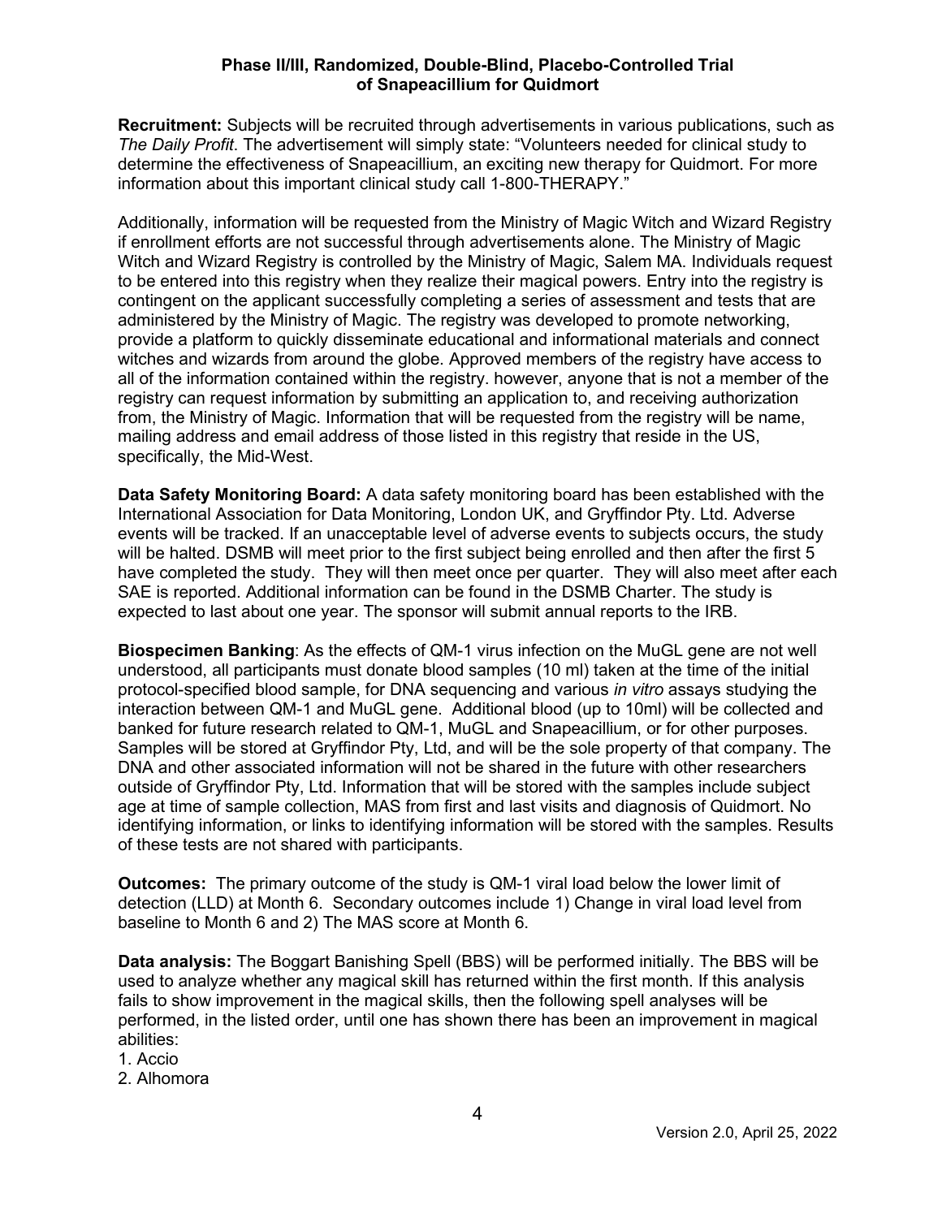**Phase II/III, Randomized, Double-Blind, Placebo-Controlled Trial of Snapeacillium for Quidmort**

**Recruitment:** Subjects will be recruited through advertisements in various publications, such as *The Daily Profit*. The advertisement will simply state: "Volunteers needed for clinical study to determine the effectiveness of Snapeacillium, an exciting new therapy for Quidmort. For more information about this important clinical study call 1-800-THERAPY."

Additionally, information will be requested from the Ministry of Magic Witch and Wizard Registry if enrollment efforts are not successful through advertisements alone. The Ministry of Magic Witch and Wizard Registry is controlled by the Ministry of Magic, Salem MA. Individuals request to be entered into this registry when they realize their magical powers. Entry into the registry is contingent on the applicant successfully completing a series of assessment and tests that are administered by the Ministry of Magic. The registry was developed to promote networking, provide a platform to quickly disseminate educational and informational materials and connect witches and wizards from around the globe. Approved members of the registry have access to all of the information contained within the registry. however, anyone that is not a member of the registry can request information by submitting an application to, and receiving authorization from, the Ministry of Magic. Information that will be requested from the registry will be name, mailing address and email address of those listed in this registry that reside in the US, specifically, the Mid-West.

**Data Safety Monitoring Board:** A data safety monitoring board has been established with the International Association for Data Monitoring, London UK, and Gryffindor Pty. Ltd. Adverse events will be tracked. If an unacceptable level of adverse events to subjects occurs, the study will be halted. DSMB will meet prior to the first subject being enrolled and then after the first 5 have completed the study. They will then meet once per quarter. They will also meet after each SAE is reported. Additional information can be found in the DSMB Charter. The study is expected to last about one year. The sponsor will submit annual reports to the IRB.

**Biospecimen Banking**: As the effects of QM-1 virus infection on the MuGL gene are not well understood, all participants must donate blood samples (10 ml) taken at the time of the initial protocol-specified blood sample, for DNA sequencing and various *in vitro* assays studying the interaction between QM-1 and MuGL gene. Additional blood (up to 10ml) will be collected and banked for future research related to QM-1, MuGL and Snapeacillium, or for other purposes. Samples will be stored at Gryffindor Pty, Ltd, and will be the sole property of that company. The DNA and other associated information will not be shared in the future with other researchers outside of Gryffindor Pty, Ltd. Information that will be stored with the samples include subject age at time of sample collection, MAS from first and last visits and diagnosis of Quidmort. No identifying information, or links to identifying information will be stored with the samples. Results of these tests are not shared with participants.

**Outcomes:** The primary outcome of the study is QM-1 viral load below the lower limit of detection (LLD) at Month 6. Secondary outcomes include 1) Change in viral load level from baseline to Month 6 and 2) The MAS score at Month 6.

**Data analysis:** The Boggart Banishing Spell (BBS) will be performed initially. The BBS will be used to analyze whether any magical skill has returned within the first month. If this analysis fails to show improvement in the magical skills, then the following spell analyses will be performed, in the listed order, until one has shown there has been an improvement in magical abilities:

1. Accio
2. Alhomora

Version 2.0, April 25, 2022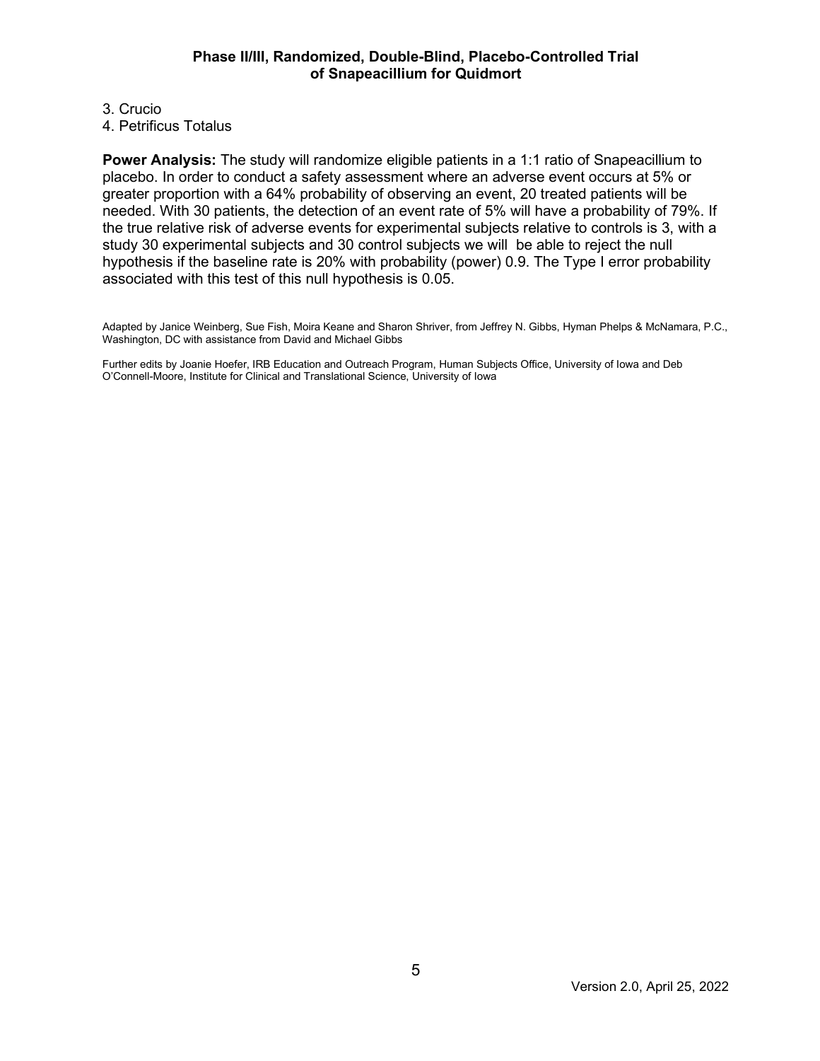3. Crucio
4. Petrificus Totalus

**Power Analysis:** The study will randomize eligible patients in a 1:1 ratio of Snapeacillium to placebo. In order to conduct a safety assessment where an adverse event occurs at 5% or greater proportion with a 64% probability of observing an event, 20 treated patients will be needed. With 30 patients, the detection of an event rate of 5% will have a probability of 79%. If the true relative risk of adverse events for experimental subjects relative to controls is 3, with a study 30 experimental subjects and 30 control subjects we will be able to reject the null hypothesis if the baseline rate is 20% with probability (power) 0.9. The Type I error probability associated with this test of this null hypothesis is 0.05.

Adapted by Janice Weinberg, Sue Fish, Moira Keane and Sharon Shriver, from Jeffrey N. Gibbs, Hyman Phelps & McNamara, P.C., Washington, DC with assistance from David and Michael Gibbs

Further edits by Joanie Hoefer, IRB Education and Outreach Program, Human Subjects Office, University of Iowa and Deb O'Connell-Moore, Institute for Clinical and Translational Science, University of Iowa